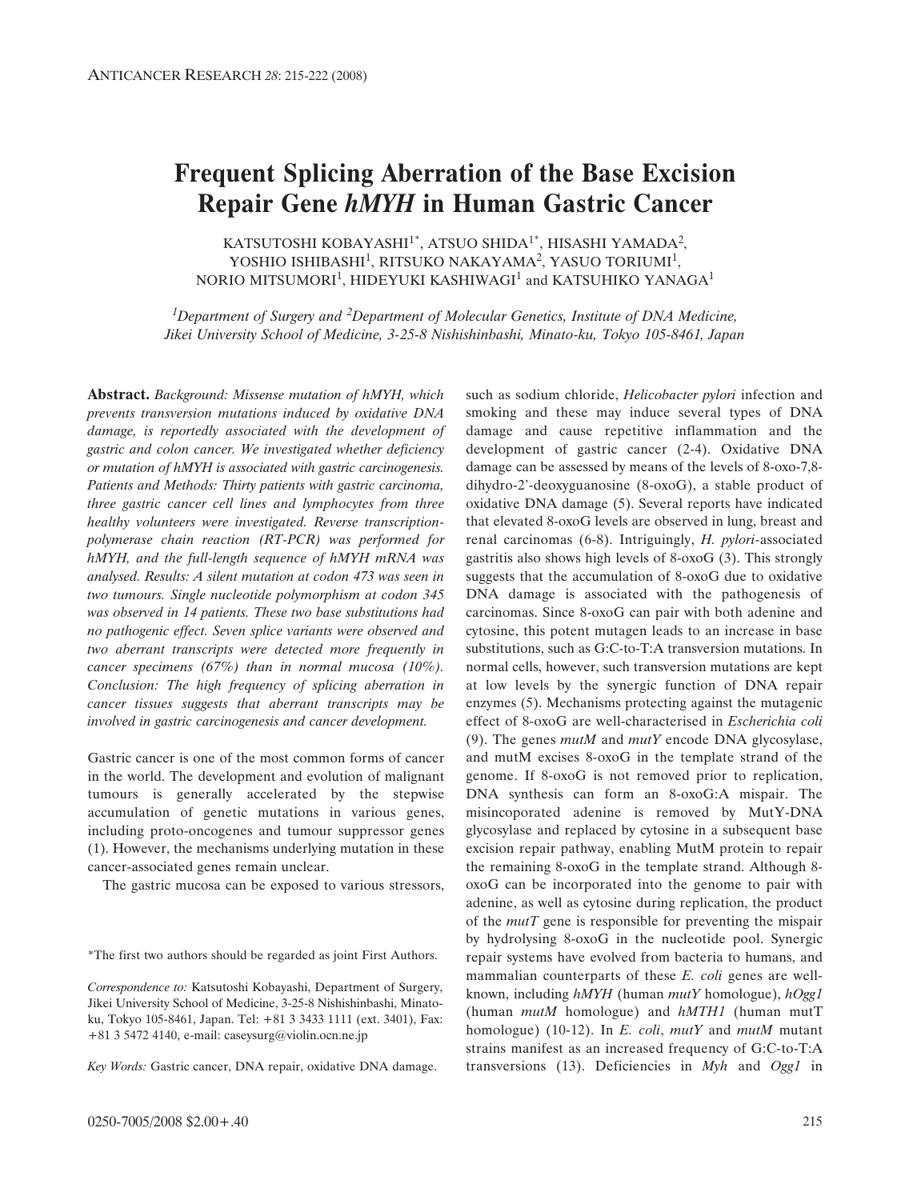# Frequent Splicing Aberration of the Base Excision Repair Gene *hMYH* in Human Gastric Cancer

KATSUTOSHI KOBAYASHI[1*], ATSUO SHIDA[1*], HISASHI YAMADA[2], YOSHIO ISHIBASHI[1], RITSUKO NAKAYAMA[2], YASUO TORIUMI[1], NORIO MITSUMORI[1], HIDEYUKI KASHIWAGI[1] and KATSUHIKO YANAGA[1]

*[1]Department of Surgery and [2]Department of Molecular Genetics, Institute of DNA Medicine, Jikei University School of Medicine, 3-25-8 Nishishinbashi, Minato-ku, Tokyo 105-8461, Japan*

**Abstract.** *Background: Missense mutation of hMYH, which prevents transversion mutations induced by oxidative DNA damage, is reportedly associated with the development of gastric and colon cancer. We investigated whether deficiency or mutation of hMYH is associated with gastric carcinogenesis. Patients and Methods: Thirty patients with gastric carcinoma, three gastric cancer cell lines and lymphocytes from three healthy volunteers were investigated. Reverse transcription-polymerase chain reaction (RT-PCR) was performed for hMYH, and the full-length sequence of hMYH mRNA was analysed. Results: A silent mutation at codon 473 was seen in two tumours. Single nucleotide polymorphism at codon 345 was observed in 14 patients. These two base substitutions had no pathogenic effect. Seven splice variants were observed and two aberrant transcripts were detected more frequently in cancer specimens (67%) than in normal mucosa (10%). Conclusion: The high frequency of splicing aberration in cancer tissues suggests that aberrant transcripts may be involved in gastric carcinogenesis and cancer development.*

Gastric cancer is one of the most common forms of cancer in the world. The development and evolution of malignant tumours is generally accelerated by the stepwise accumulation of genetic mutations in various genes, including proto-oncogenes and tumour suppressor genes (1). However, the mechanisms underlying mutation in these cancer-associated genes remain unclear.

The gastric mucosa can be exposed to various stressors, such as sodium chloride, *Helicobacter pylori* infection and smoking and these may induce several types of DNA damage and cause repetitive inflammation and the development of gastric cancer (2-4). Oxidative DNA damage can be assessed by means of the levels of 8-oxo-7,8-dihydro-2'-deoxyguanosine (8-oxoG), a stable product of oxidative DNA damage (5). Several reports have indicated that elevated 8-oxoG levels are observed in lung, breast and renal carcinomas (6-8). Intriguingly, *H. pylori*-associated gastritis also shows high levels of 8-oxoG (3). This strongly suggests that the accumulation of 8-oxoG due to oxidative DNA damage is associated with the pathogenesis of carcinomas. Since 8-oxoG can pair with both adenine and cytosine, this potent mutagen leads to an increase in base substitutions, such as G:C-to-T:A transversion mutations. In normal cells, however, such transversion mutations are kept at low levels by the synergic function of DNA repair enzymes (5). Mechanisms protecting against the mutagenic effect of 8-oxoG are well-characterised in *Escherichia coli* (9). The genes *mutM* and *mutY* encode DNA glycosylase, and mutM excises 8-oxoG in the template strand of the genome. If 8-oxoG is not removed prior to replication, DNA synthesis can form an 8-oxoG:A mispair. The misincorporated adenine is removed by MutY-DNA glycosylase and replaced by cytosine in a subsequent base excision repair pathway, enabling MutM protein to repair the remaining 8-oxoG in the template strand. Although 8-oxoG can be incorporated into the genome to pair with adenine, as well as cytosine during replication, the product of the *mutT* gene is responsible for preventing the mispair by hydrolysing 8-oxoG in the nucleotide pool. Synergic repair systems have evolved from bacteria to humans, and mammalian counterparts of these *E. coli* genes are well-known, including *hMYH* (human *mutY* homologue), *hOgg1* (human *mutM* homologue) and *hMTH1* (human mutT homologue) (10-12). In *E. coli*, *mutY* and *mutM* mutant strains manifest as an increased frequency of G:C-to-T:A transversions (13). Deficiencies in *Myh* and *Ogg1* in

*The first two authors should be regarded as joint First Authors.

*Correspondence to:* Katsutoshi Kobayashi, Department of Surgery, Jikei University School of Medicine, 3-25-8 Nishishinbashi, Minato-ku, Tokyo 105-8461, Japan. Tel: +81 3 3433 1111 (ext. 3401), Fax: +81 3 5472 4140, e-mail: caseysurg@violin.ocn.ne.jp

*Key Words:* Gastric cancer, DNA repair, oxidative DNA damage.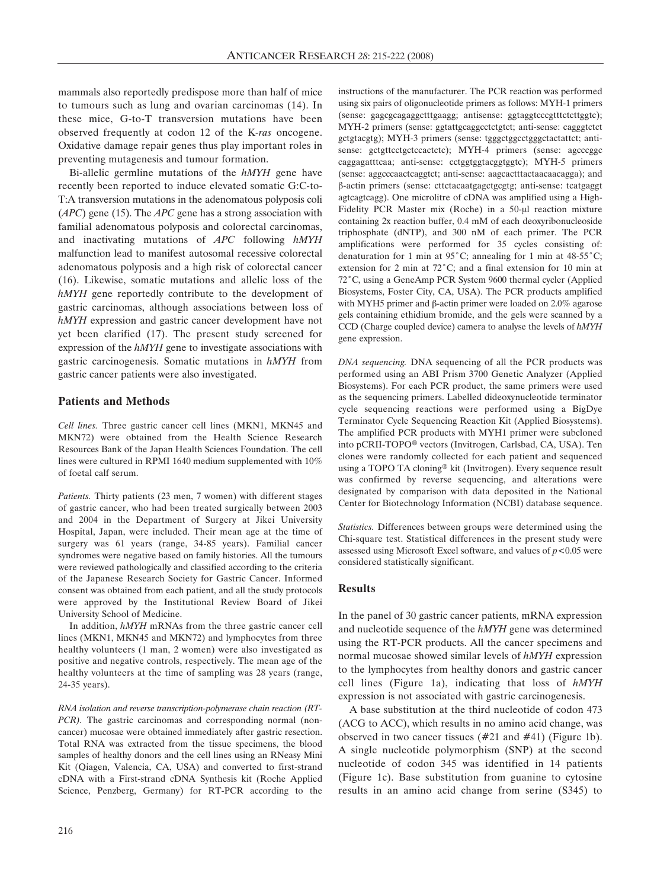mammals also reportedly predispose more than half of mice to tumours such as lung and ovarian carcinomas (14). In these mice, G-to-T transversion mutations have been observed frequently at codon 12 of the K-*ras* oncogene. Oxidative damage repair genes thus play important roles in preventing mutagenesis and tumour formation.

Bi-allelic germline mutations of the *hMYH* gene have recently been reported to induce elevated somatic G:C-to-T:A transversion mutations in the adenomatous polyposis coli (*APC*) gene (15). The *APC* gene has a strong association with familial adenomatous polyposis and colorectal carcinomas, and inactivating mutations of *APC* following *hMYH* malfunction lead to manifest autosomal recessive colorectal adenomatous polyposis and a high risk of colorectal cancer (16). Likewise, somatic mutations and allelic loss of the *hMYH* gene reportedly contribute to the development of gastric carcinomas, although associations between loss of *hMYH* expression and gastric cancer development have not yet been clarified (17). The present study screened for expression of the *hMYH* gene to investigate associations with gastric carcinogenesis. Somatic mutations in *hMYH* from gastric cancer patients were also investigated.

## Patients and Methods

*Cell lines.* Three gastric cancer cell lines (MKN1, MKN45 and MKN72) were obtained from the Health Science Research Resources Bank of the Japan Health Sciences Foundation. The cell lines were cultured in RPMI 1640 medium supplemented with 10% of foetal calf serum.

*Patients.* Thirty patients (23 men, 7 women) with different stages of gastric cancer, who had been treated surgically between 2003 and 2004 in the Department of Surgery at Jikei University Hospital, Japan, were included. Their mean age at the time of surgery was 61 years (range, 34-85 years). Familial cancer syndromes were negative based on family histories. All the tumours were reviewed pathologically and classified according to the criteria of the Japanese Research Society for Gastric Cancer. Informed consent was obtained from each patient, and all the study protocols were approved by the Institutional Review Board of Jikei University School of Medicine.

In addition, *hMYH* mRNAs from the three gastric cancer cell lines (MKN1, MKN45 and MKN72) and lymphocytes from three healthy volunteers (1 man, 2 women) were also investigated as positive and negative controls, respectively. The mean age of the healthy volunteers at the time of sampling was 28 years (range, 24-35 years).

*RNA isolation and reverse transcription-polymerase chain reaction (RT-PCR).* The gastric carcinomas and corresponding normal (non-cancer) mucosae were obtained immediately after gastric resection. Total RNA was extracted from the tissue specimens, the blood samples of healthy donors and the cell lines using an RNeasy Mini Kit (Qiagen, Valencia, CA, USA) and converted to first-strand cDNA with a First-strand cDNA Synthesis kit (Roche Applied Science, Penzberg, Germany) for RT-PCR according to the instructions of the manufacturer. The PCR reaction was performed using six pairs of oligonucleotide primers as follows: MYH-1 primers (sense: gagcgcagaggctttgaagg; antisense: ggtaggtcccgtttctcttggtc); MYH-2 primers (sense: ggtattgcaggcctctgtct; anti-sense: cagggtctct gctgtacgtg); MYH-3 primers (sense: tgggctggcctgggctactattct; anti-sense: gctgttcctgctccactctc); MYH-4 primers (sense: agcccggc caggagatttcaa; anti-sense: cctggtggtacggtggtc); MYH-5 primers (sense: aggcccaactcaggtct; anti-sense: aagcactttactaacaacagga); and β-actin primers (sense: cttctacaatgagctgcgtg; anti-sense: tcatgaggt agtcagtcagg). One microlitre of cDNA was amplified using a High-Fidelity PCR Master mix (Roche) in a 50-μl reaction mixture containing 2x reaction buffer, 0.4 mM of each deoxyribonucleoside triphosphate (dNTP), and 300 nM of each primer. The PCR amplifications were performed for 35 cycles consisting of: denaturation for 1 min at 95˚C; annealing for 1 min at 48-55˚C; extension for 2 min at 72˚C; and a final extension for 10 min at 72˚C, using a GeneAmp PCR System 9600 thermal cycler (Applied Biosystems, Foster City, CA, USA). The PCR products amplified with MYH5 primer and β-actin primer were loaded on 2.0% agarose gels containing ethidium bromide, and the gels were scanned by a CCD (Charge coupled device) camera to analyse the levels of *hMYH* gene expression.

*DNA sequencing.* DNA sequencing of all the PCR products was performed using an ABI Prism 3700 Genetic Analyzer (Applied Biosystems). For each PCR product, the same primers were used as the sequencing primers. Labelled dideoxynucleotide terminator cycle sequencing reactions were performed using a BigDye Terminator Cycle Sequencing Reaction Kit (Applied Biosystems). The amplified PCR products with MYH1 primer were subcloned into pCRII-TOPO® vectors (Invitrogen, Carlsbad, CA, USA). Ten clones were randomly collected for each patient and sequenced using a TOPO TA cloning® kit (Invitrogen). Every sequence result was confirmed by reverse sequencing, and alterations were designated by comparison with data deposited in the National Center for Biotechnology Information (NCBI) database sequence.

*Statistics.* Differences between groups were determined using the Chi-square test. Statistical differences in the present study were assessed using Microsoft Excel software, and values of $p<0.05$ were considered statistically significant.

## Results

In the panel of 30 gastric cancer patients, mRNA expression and nucleotide sequence of the *hMYH* gene was determined using the RT-PCR products. All the cancer specimens and normal mucosae showed similar levels of *hMYH* expression to the lymphocytes from healthy donors and gastric cancer cell lines (Figure 1a), indicating that loss of *hMYH* expression is not associated with gastric carcinogenesis.

A base substitution at the third nucleotide of codon 473 (ACG to ACC), which results in no amino acid change, was observed in two cancer tissues (#21 and #41) (Figure 1b). A single nucleotide polymorphism (SNP) at the second nucleotide of codon 345 was identified in 14 patients (Figure 1c). Base substitution from guanine to cytosine results in an amino acid change from serine (S345) to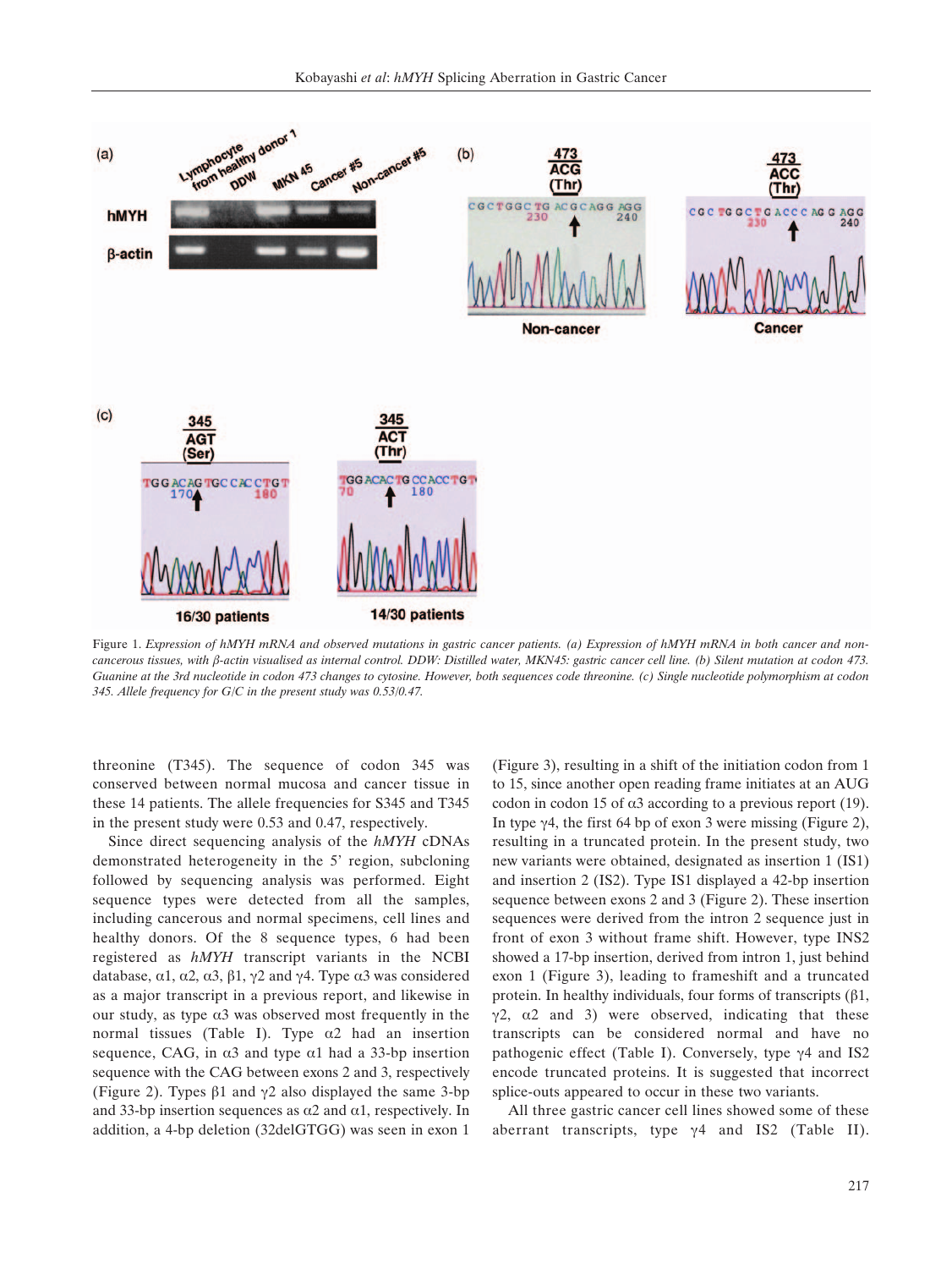Figure 1. *Expression of hMYH mRNA and observed mutations in gastric cancer patients. (a) Expression of hMYH mRNA in both cancer and non-cancerous tissues, with β-actin visualised as internal control. DDW: Distilled water, MKN45: gastric cancer cell line. (b) Silent mutation at codon 473. Guanine at the 3rd nucleotide in codon 473 changes to cytosine. However, both sequences code threonine. (c) Single nucleotide polymorphism at codon 345. Allele frequency for G/C in the present study was 0.53/0.47.*

threonine (T345). The sequence of codon 345 was conserved between normal mucosa and cancer tissue in these 14 patients. The allele frequencies for S345 and T345 in the present study were 0.53 and 0.47, respectively.

Since direct sequencing analysis of the *hMYH* cDNAs demonstrated heterogeneity in the 5' region, subcloning followed by sequencing analysis was performed. Eight sequence types were detected from all the samples, including cancerous and normal specimens, cell lines and healthy donors. Of the 8 sequence types, 6 had been registered as *hMYH* transcript variants in the NCBI database, α1, α2, α3, β1, γ2 and γ4. Type α3 was considered as a major transcript in a previous report, and likewise in our study, as type α3 was observed most frequently in the normal tissues (Table I). Type α2 had an insertion sequence, CAG, in α3 and type α1 had a 33-bp insertion sequence with the CAG between exons 2 and 3, respectively (Figure 2). Types β1 and γ2 also displayed the same 3-bp and 33-bp insertion sequences as α2 and α1, respectively. In addition, a 4-bp deletion (32delGTGG) was seen in exon 1 (Figure 3), resulting in a shift of the initiation codon from 1 to 15, since another open reading frame initiates at an AUG codon in codon 15 of α3 according to a previous report (19). In type γ4, the first 64 bp of exon 3 were missing (Figure 2), resulting in a truncated protein. In the present study, two new variants were obtained, designated as insertion 1 (IS1) and insertion 2 (IS2). Type IS1 displayed a 42-bp insertion sequence between exons 2 and 3 (Figure 2). These insertion sequences were derived from the intron 2 sequence just in front of exon 3 without frame shift. However, type INS2 showed a 17-bp insertion, derived from intron 1, just behind exon 1 (Figure 3), leading to frameshift and a truncated protein. In healthy individuals, four forms of transcripts (β1, γ2, α2 and 3) were observed, indicating that these transcripts can be considered normal and have no pathogenic effect (Table I). Conversely, type γ4 and IS2 encode truncated proteins. It is suggested that incorrect splice-outs appeared to occur in these two variants.

All three gastric cancer cell lines showed some of these aberrant transcripts, type γ4 and IS2 (Table II).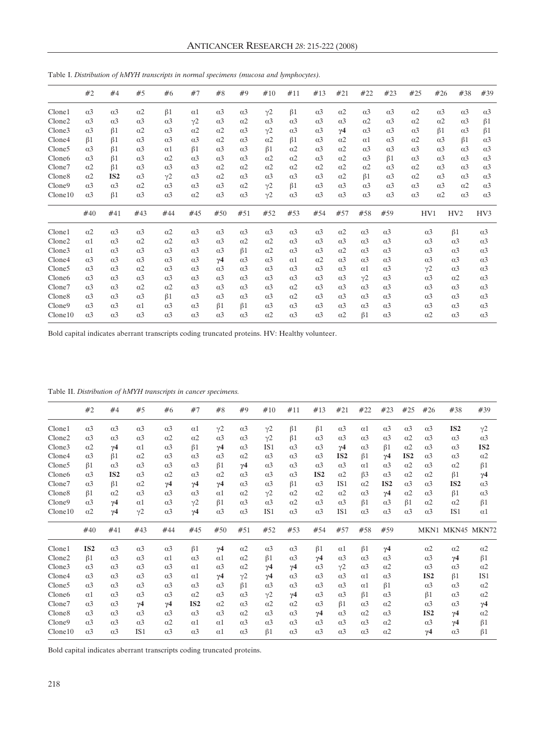Table I. *Distribution of hMYH transcripts in normal specimens (mucosa and lymphocytes).*

| | #2 | #4 | #5 | #6 | #7 | #8 | #9 | #10 | #11 | #13 | #21 | #22 | #23 | #25 | #26 | #38 | #39 |
|---|---|---|---|---|---|---|---|---|---|---|---|---|---|---|---|---|---|
| Clone1 | α3 | α3 | α2 | β1 | α1 | α3 | α3 | γ2 | β1 | α3 | α2 | α3 | α3 | α2 | α3 | α3 | α3 |
| Clone2 | α3 | α3 | α3 | α3 | γ2 | α3 | α2 | α3 | α3 | α3 | α3 | α2 | α3 | α2 | α2 | α3 | β1 |
| Clone3 | α3 | β1 | α2 | α3 | α2 | α2 | α3 | γ2 | α3 | α3 | **γ4** | α3 | α3 | α3 | β1 | α3 | β1 |
| Clone4 | β1 | β1 | α3 | α3 | α3 | α2 | α3 | α2 | β1 | α3 | α2 | α1 | α3 | α2 | α3 | β1 | α3 |
| Clone5 | α3 | β1 | α3 | α1 | β1 | α3 | α3 | β1 | α2 | α3 | α2 | α3 | α3 | α3 | α3 | α3 | α3 |
| Clone6 | α3 | β1 | α3 | α2 | α3 | α3 | α3 | α2 | α2 | α3 | α2 | α3 | β1 | α3 | α3 | α3 | α3 |
| Clone7 | α2 | β1 | α3 | α3 | α3 | α2 | α2 | α2 | α2 | α2 | α2 | α2 | α3 | α2 | α3 | α3 | α3 |
| Clone8 | α2 | **IS2** | α3 | γ2 | α3 | α2 | α3 | α3 | α3 | α3 | α2 | β1 | α3 | α2 | α3 | α3 | α3 |
| Clone9 | α3 | α3 | α2 | α3 | α3 | α3 | α2 | γ2 | β1 | α3 | α3 | α3 | α3 | α3 | α3 | α2 | α3 |
| Clone10 | α3 | β1 | α3 | α3 | α2 | α3 | α3 | γ2 | α3 | α3 | α3 | α3 | α3 | α3 | α2 | α3 | α3 |

| | #40 | #41 | #43 | #44 | #45 | #50 | #51 | #52 | #53 | #54 | #57 | #58 | #59 | HV1 | HV2 | HV3 |
|---|---|---|---|---|---|---|---|---|---|---|---|---|---|---|---|---|
| Clone1 | α2 | α3 | α3 | α2 | α3 | α3 | α3 | α3 | α3 | α3 | α2 | α3 | α3 | α3 | β1 | α3 |
| Clone2 | α1 | α3 | α2 | α2 | α3 | α3 | α2 | α2 | α3 | α3 | α3 | α3 | α3 | α3 | α3 | α3 |
| Clone3 | α1 | α3 | α3 | α3 | α3 | α3 | β1 | α2 | α3 | α3 | α2 | α3 | α3 | α3 | α3 | α3 |
| Clone4 | α3 | α3 | α3 | α3 | α3 | **γ4** | α3 | α3 | α1 | α2 | α3 | α3 | α3 | α3 | α3 | α3 |
| Clone5 | α3 | α3 | α2 | α3 | α3 | α3 | α3 | α3 | α3 | α3 | α3 | α1 | α3 | γ2 | α3 | α3 |
| Clone6 | α3 | α3 | α3 | α3 | α3 | α3 | α3 | α3 | α3 | α3 | α3 | γ2 | α3 | α3 | α2 | α3 |
| Clone7 | α3 | α3 | α2 | α2 | α3 | α3 | α3 | α3 | α2 | α3 | α3 | α3 | α3 | α3 | α3 | α3 |
| Clone8 | α3 | α3 | α3 | β1 | α3 | α3 | α3 | α3 | α2 | α3 | α3 | α3 | α3 | α3 | α3 | α3 |
| Clone9 | α3 | α3 | α1 | α3 | α3 | β1 | β1 | α3 | α3 | α3 | α3 | α3 | α3 | α3 | α3 | α3 |
| Clone10 | α3 | α3 | α3 | α3 | α3 | α3 | α3 | α2 | α3 | α3 | α2 | β1 | α3 | α2 | α3 | α3 |

Bold capital indicates aberrant transcripts coding truncated proteins. HV: Healthy volunteer.

Table II. *Distribution of hMYH transcripts in cancer specimens.*

| | #2 | #4 | #5 | #6 | #7 | #8 | #9 | #10 | #11 | #13 | #21 | #22 | #23 | #25 | #26 | #38 | #39 |
|---|---|---|---|---|---|---|---|---|---|---|---|---|---|---|---|---|---|
| Clone1 | α3 | α3 | α3 | α3 | α1 | γ2 | α3 | γ2 | β1 | β1 | α3 | α1 | α3 | α3 | α3 | **IS2** | γ2 |
| Clone2 | α3 | α3 | α3 | α2 | α2 | α3 | α3 | γ2 | β1 | α3 | α3 | α3 | α3 | α2 | α3 | α3 | α3 |
| Clone3 | α2 | **γ4** | α1 | α3 | β1 | **γ4** | α3 | IS1 | α3 | α3 | **γ4** | α3 | β1 | α2 | α3 | α3 | **IS2** |
| Clone4 | α3 | β1 | α2 | α3 | α3 | α3 | α2 | α3 | α3 | α3 | **IS2** | β1 | **γ4** | **IS2** | α3 | α3 | α2 |
| Clone5 | β1 | α3 | α3 | α3 | α3 | β1 | **γ4** | α3 | α3 | α3 | α3 | α1 | α3 | α2 | α3 | α2 | β1 |
| Clone6 | α3 | **IS2** | α3 | α2 | α3 | α2 | α3 | α3 | α3 | **IS2** | α2 | β3 | α3 | α2 | α2 | β1 | **γ4** |
| Clone7 | α3 | β1 | α2 | **γ4** | **γ4** | **γ4** | α3 | α3 | β1 | α3 | IS1 | α2 | **IS2** | α3 | α3 | **IS2** | α3 |
| Clone8 | β1 | α2 | α3 | α3 | α3 | α1 | α2 | γ2 | α2 | α2 | α2 | α3 | **γ4** | α2 | α3 | β1 | α3 |
| Clone9 | α3 | **γ4** | α1 | α3 | γ2 | β1 | α3 | α3 | α2 | α3 | α3 | β1 | α3 | β1 | α2 | α2 | β1 |
| Clone10 | α2 | **γ4** | γ2 | α3 | **γ4** | α3 | α3 | IS1 | α3 | α3 | IS1 | α3 | α3 | α3 | α3 | IS1 | α1 |

| | #40 | #41 | #43 | #44 | #45 | #50 | #51 | #52 | #53 | #54 | #57 | #58 | #59 | MKN1 | MKN45 | MKN72 |
|---|---|---|---|---|---|---|---|---|---|---|---|---|---|---|---|---|
| Clone1 | **IS2** | α3 | α3 | α3 | β1 | **γ4** | α2 | α3 | α3 | β1 | α1 | β1 | **γ4** | α2 | α2 | α2 |
| Clone2 | β1 | α3 | α3 | α1 | α3 | α1 | α2 | β1 | α3 | **γ4** | α3 | α3 | α3 | α3 | **γ4** | β1 |
| Clone3 | α3 | α3 | α3 | α3 | α1 | α3 | α2 | **γ4** | **γ4** | α3 | γ2 | α3 | α2 | α3 | α3 | α2 |
| Clone4 | α3 | α3 | α3 | α3 | α1 | **γ4** | γ2 | **γ4** | α3 | α3 | α3 | α1 | α3 | **IS2** | β1 | IS1 |
| Clone5 | α3 | α3 | α3 | α3 | α3 | α3 | β1 | α3 | α3 | α3 | α3 | α1 | β1 | α3 | α3 | α2 |
| Clone6 | α1 | α3 | α3 | α3 | α2 | α3 | α3 | γ2 | **γ4** | α3 | α3 | β1 | α3 | β1 | α3 | α2 |
| Clone7 | α3 | α3 | **γ4** | **γ4** | **IS2** | α2 | α3 | α2 | α2 | α3 | β1 | α3 | α2 | α3 | α3 | **γ4** |
| Clone8 | α3 | α3 | α3 | α3 | α3 | α3 | α2 | α3 | α3 | **γ4** | α3 | α2 | α3 | **IS2** | **γ4** | α2 |
| Clone9 | α3 | α3 | α3 | α2 | α1 | α1 | α3 | α3 | α3 | α3 | α3 | α3 | α2 | α3 | **γ4** | β1 |
| Clone10 | α3 | α3 | IS1 | α3 | α3 | α1 | α3 | β1 | α3 | α3 | α3 | α3 | α2 | **γ4** | α3 | β1 |

Bold capital indicates aberrant transcripts coding truncated proteins.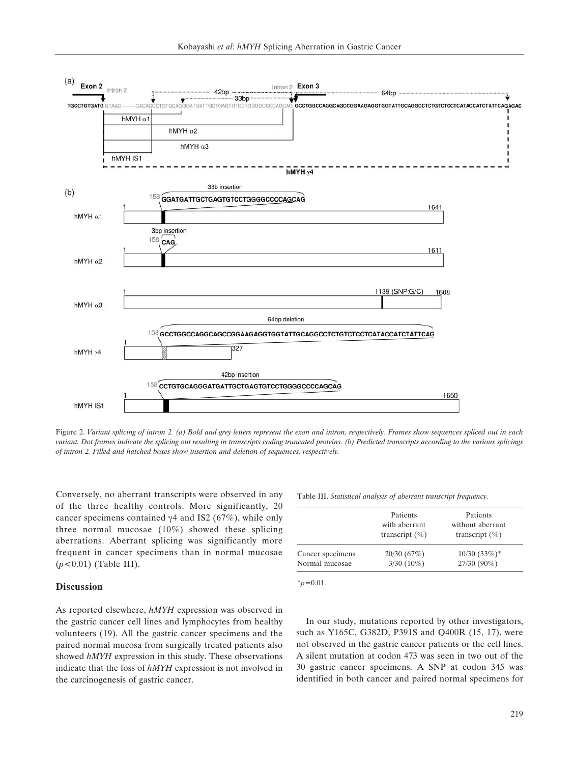Figure 2. *Variant splicing of intron 2. (a) Bold and grey letters represent the exon and intron, respectively. Frames show sequences spliced out in each variant. Dot frames indicate the splicing out resulting in transcripts coding truncated proteins. (b) Predicted transcripts according to the various splicings of intron 2. Filled and hatched boxes show insertion and deletion of sequences, respectively.*

Conversely, no aberrant transcripts were observed in any of the three healthy controls. More significantly, 20 cancer specimens contained γ4 and IS2 (67%), while only three normal mucosae (10%) showed these splicing aberrations. Aberrant splicing was significantly more frequent in cancer specimens than in normal mucosae ($p<0.01$) (Table III).

Table III. *Statistical analysis of aberrant transcript frequency.*

| | Patients with aberrant transcript (%) | Patients without aberrant transcript (%) |
|---|---|---|
| Cancer specimens | 20/30 (67%) | 10/30 (33%)* |
| Normal mucosae | 3/30 (10%) | 27/30 (90%) |

*$p=0.01$.

## Discussion

As reported elsewhere, *hMYH* expression was observed in the gastric cancer cell lines and lymphocytes from healthy volunteers (19). All the gastric cancer specimens and the paired normal mucosa from surgically treated patients also showed *hMYH* expression in this study. These observations indicate that the loss of *hMYH* expression is not involved in the carcinogenesis of gastric cancer.

In our study, mutations reported by other investigators, such as Y165C, G382D, P391S and Q400R (15, 17), were not observed in the gastric cancer patients or the cell lines. A silent mutation at codon 473 was seen in two out of the 30 gastric cancer specimens. A SNP at codon 345 was identified in both cancer and paired normal specimens for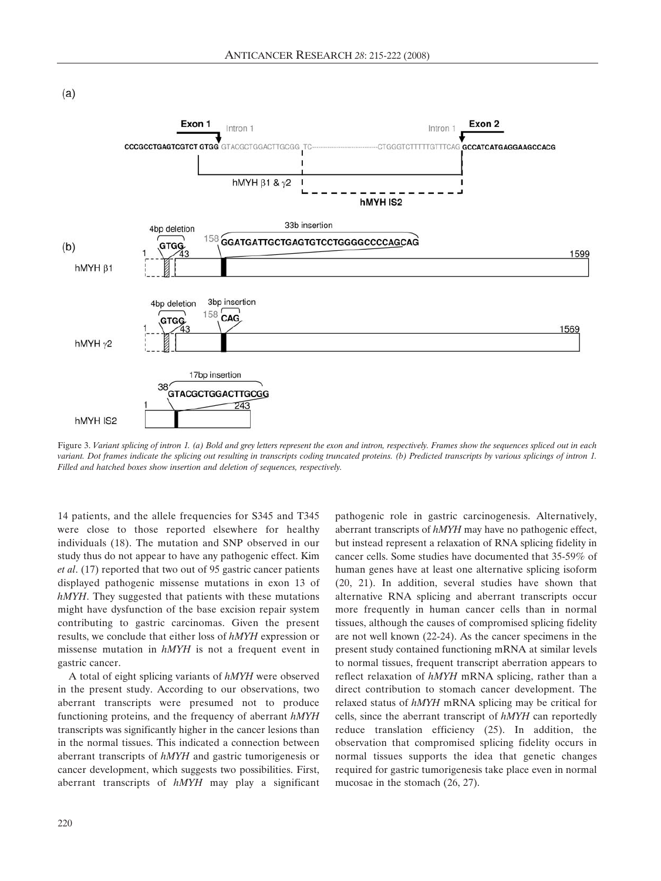Figure 3. *Variant splicing of intron 1. (a) Bold and grey letters represent the exon and intron, respectively. Frames show the sequences spliced out in each variant. Dot frames indicate the splicing out resulting in transcripts coding truncated proteins. (b) Predicted transcripts by various splicings of intron 1. Filled and hatched boxes show insertion and deletion of sequences, respectively.*

14 patients, and the allele frequencies for S345 and T345 were close to those reported elsewhere for healthy individuals (18). The mutation and SNP observed in our study thus do not appear to have any pathogenic effect. Kim *et al*. (17) reported that two out of 95 gastric cancer patients displayed pathogenic missense mutations in exon 13 of *hMYH*. They suggested that patients with these mutations might have dysfunction of the base excision repair system contributing to gastric carcinomas. Given the present results, we conclude that either loss of *hMYH* expression or missense mutation in *hMYH* is not a frequent event in gastric cancer.

A total of eight splicing variants of *hMYH* were observed in the present study. According to our observations, two aberrant transcripts were presumed not to produce functioning proteins, and the frequency of aberrant *hMYH* transcripts was significantly higher in the cancer lesions than in the normal tissues. This indicated a connection between aberrant transcripts of *hMYH* and gastric tumorigenesis or cancer development, which suggests two possibilities. First, aberrant transcripts of *hMYH* may play a significant pathogenic role in gastric carcinogenesis. Alternatively, aberrant transcripts of *hMYH* may have no pathogenic effect, but instead represent a relaxation of RNA splicing fidelity in cancer cells. Some studies have documented that 35-59% of human genes have at least one alternative splicing isoform (20, 21). In addition, several studies have shown that alternative RNA splicing and aberrant transcripts occur more frequently in human cancer cells than in normal tissues, although the causes of compromised splicing fidelity are not well known (22-24). As the cancer specimens in the present study contained functioning mRNA at similar levels to normal tissues, frequent transcript aberration appears to reflect relaxation of *hMYH* mRNA splicing, rather than a direct contribution to stomach cancer development. The relaxed status of *hMYH* mRNA splicing may be critical for cells, since the aberrant transcript of *hMYH* can reportedly reduce translation efficiency (25). In addition, the observation that compromised splicing fidelity occurs in normal tissues supports the idea that genetic changes required for gastric tumorigenesis take place even in normal mucosae in the stomach (26, 27).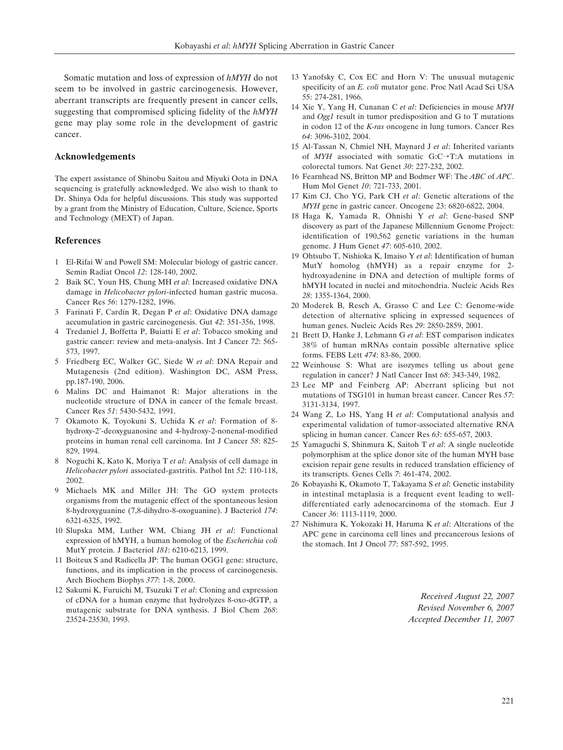Somatic mutation and loss of expression of *hMYH* do not seem to be involved in gastric carcinogenesis. However, aberrant transcripts are frequently present in cancer cells, suggesting that compromised splicing fidelity of the *hMYH* gene may play some role in the development of gastric cancer.

## Acknowledgements

The expert assistance of Shinobu Saitou and Miyuki Oota in DNA sequencing is gratefully acknowledged. We also wish to thank to Dr. Shinya Oda for helpful discussions. This study was supported by a grant from the Ministry of Education, Culture, Science, Sports and Technology (MEXT) of Japan.

## References

1. El-Rifai W and Powell SM: Molecular biology of gastric cancer. Semin Radiat Oncol *12*: 128-140, 2002.
2. Baik SC, Youn HS, Chung MH *et al*: Increased oxidative DNA damage in *Helicobacter pylori*-infected human gastric mucosa. Cancer Res *56*: 1279-1282, 1996.
3. Farinati F, Cardin R, Degan P *et al*: Oxidative DNA damage accumulation in gastric carcinogenesis. Gut *42*: 351-356, 1998.
4. Tredaniel J, Boffetta P, Buiatti E *et al*: Tobacco smoking and gastric cancer: review and meta-analysis. Int J Cancer *72*: 565-573, 1997.
5. Friedberg EC, Walker GC, Siede W *et al*: DNA Repair and Mutagenesis (2nd edition). Washington DC, ASM Press, pp.187-190, 2006.
6. Malins DC and Haimanot R: Major alterations in the nucleotide structure of DNA in cancer of the female breast. Cancer Res *51*: 5430-5432, 1991.
7. Okamoto K, Toyokuni S, Uchida K *et al*: Formation of 8-hydroxy-2'-deoxyguanosine and 4-hydroxy-2-nonenal-modified proteins in human renal cell carcinoma. Int J Cancer *58*: 825-829, 1994.
8. Noguchi K, Kato K, Moriya T *et al*: Analysis of cell damage in *Helicobacter pylori* associated-gastritis. Pathol Int *52*: 110-118, 2002.
9. Michaels MK and Miller JH: The GO system protects organisms from the mutagenic effect of the spontaneous lesion 8-hydroxyguanine (7,8-dihydro-8-oxoguanine). J Bacteriol *174*: 6321-6325, 1992.
10. Slupska MM, Luther WM, Chiang JH *et al*: Functional expression of hMYH, a human homolog of the *Escherichia coli* MutY protein. J Bacteriol *181*: 6210-6213, 1999.
11. Boiteux S and Radicella JP: The human OGG1 gene: structure, functions, and its implication in the process of carcinogenesis. Arch Biochem Biophys *377*: 1-8, 2000.
12. Sakumi K, Furuichi M, Tsuzuki T *et al*: Cloning and expression of cDNA for a human enzyme that hydrolyzes 8-oxo-dGTP, a mutagenic substrate for DNA synthesis. J Biol Chem *268*: 23524-23530, 1993.
13. Yanofsky C, Cox EC and Horn V: The unusual mutagenic specificity of an *E. coli* mutator gene. Proc Natl Acad Sci USA 55: 274-281, 1966.
14. Xie Y, Yang H, Cunanan C *et al*: Deficiencies in mouse *MYH* and *Ogg1* result in tumor predisposition and G to T mutations in codon 12 of the *K-ras* oncogene in lung tumors. Cancer Res *64*: 3096-3102, 2004.
15. Al-Tassan N, Chmiel NH, Maynard J *et al*: Inherited variants of *MYH* associated with somatic G:C→T:A mutations in colorectal tumors. Nat Genet *30*: 227-232, 2002.
16. Fearnhead NS, Britton MP and Bodmer WF: The *ABC* of *APC*. Hum Mol Genet *10*: 721-733, 2001.
17. Kim CJ, Cho YG, Park CH *et al*: Genetic alterations of the *MYH* gene in gastric cancer. Oncogene 23: 6820-6822, 2004.
18. Haga K, Yamada R, Ohnishi Y *et al*: Gene-based SNP discovery as part of the Japanese Millennium Genome Project: identification of 190,562 genetic variations in the human genome. J Hum Genet *47*: 605-610, 2002.
19. Ohtsubo T, Nishioka K, Imaiso Y *et al*: Identification of human MutY homolog (hMYH) as a repair enzyme for 2-hydroxyadenine in DNA and detection of multiple forms of hMYH located in nuclei and mitochondria. Nucleic Acids Res *28*: 1355-1364, 2000.
20. Moderek B, Resch A, Grasso C and Lee C: Genome-wide detection of alternative splicing in expressed sequences of human genes. Nucleic Acids Res *29*: 2850-2859, 2001.
21. Brett D, Hanke J, Lehmann G *et al*: EST comparison indicates 38% of human mRNAs contain possible alternative splice forms. FEBS Lett *474*: 83-86, 2000.
22. Weinhouse S: What are isozymes telling us about gene regulation in cancer? J Natl Cancer Inst *68*: 343-349, 1982.
23. Lee MP and Feinberg AP: Aberrant splicing but not mutations of TSG101 in human breast cancer. Cancer Res *57*: 3131-3134, 1997.
24. Wang Z, Lo HS, Yang H *et al*: Computational analysis and experimental validation of tumor-associated alternative RNA splicing in human cancer. Cancer Res *63*: 655-657, 2003.
25. Yamaguchi S, Shinmura K, Saitoh T *et al*: A single nucleotide polymorphism at the splice donor site of the human MYH base excision repair gene results in reduced translation efficiency of its transcripts. Genes Cells *7*: 461-474, 2002.
26. Kobayashi K, Okamoto T, Takayama S *et al*: Genetic instability in intestinal metaplasia is a frequent event leading to well-differentiated early adenocarcinoma of the stomach. Eur J Cancer *36*: 1113-1119, 2000.
27. Nishimura K, Yokozaki H, Haruma K *et al*: Alterations of the APC gene in carcinoma cell lines and precancerous lesions of the stomach. Int J Oncol *77*: 587-592, 1995.

*Received August 22, 2007*
*Revised November 6, 2007*
*Accepted December 11, 2007*